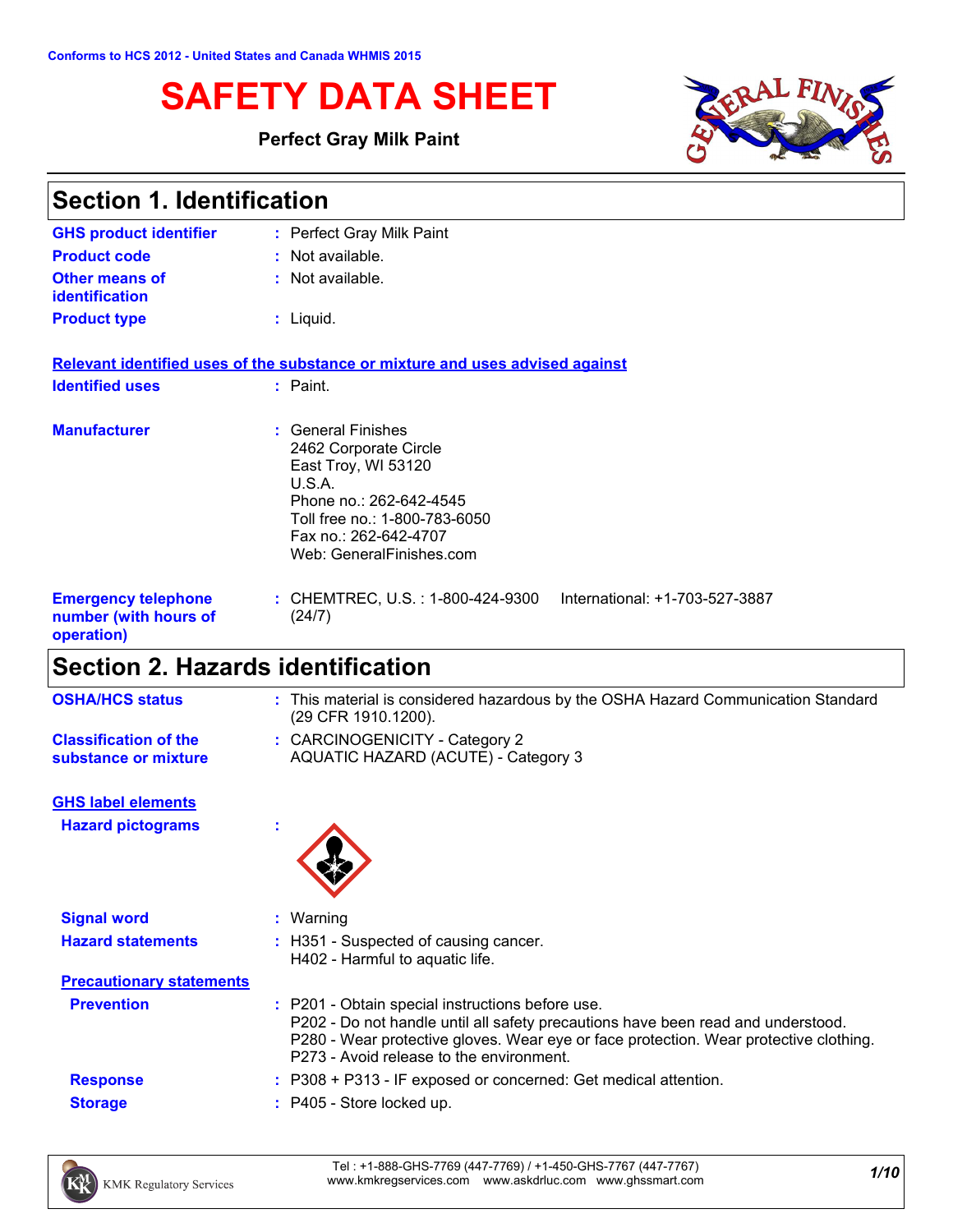Conforms to HCS 2012 - United States and Canada WHMIS 2015

# SAFETY DATA SHEET

**Perfect Gray Milk Paint**

## Section 1. Identification

| | |
|---|---|
| **GHS product identifier** | : Perfect Gray Milk Paint |
| **Product code** | : Not available. |
| **Other means of identification** | : Not available. |
| **Product type** | : Liquid. |

**Relevant identified uses of the substance or mixture and uses advised against**

| | |
|---|---|
| **Identified uses** | : Paint. |
| **Manufacturer** | : General Finishes<br>2462 Corporate Circle<br>East Troy, WI 53120<br>U.S.A.<br>Phone no.: 262-642-4545<br>Toll free no.: 1-800-783-6050<br>Fax no.: 262-642-4707<br>Web: GeneralFinishes.com |
| **Emergency telephone number (with hours of operation)** | : CHEMTREC, U.S. : 1-800-424-9300 International: +1-703-527-3887 (24/7) |

## Section 2. Hazards identification

| | |
|---|---|
| **OSHA/HCS status** | : This material is considered hazardous by the OSHA Hazard Communication Standard (29 CFR 1910.1200). |
| **Classification of the substance or mixture** | : CARCINOGENICITY - Category 2<br>AQUATIC HAZARD (ACUTE) - Category 3 |

**GHS label elements**

| | |
|---|---|
| **Hazard pictograms** | : |
| **Signal word** | : Warning |
| **Hazard statements** | : H351 - Suspected of causing cancer.<br>H402 - Harmful to aquatic life. |

**Precautionary statements**

| | |
|---|---|
| **Prevention** | : P201 - Obtain special instructions before use.<br>P202 - Do not handle until all safety precautions have been read and understood.<br>P280 - Wear protective gloves. Wear eye or face protection. Wear protective clothing.<br>P273 - Avoid release to the environment. |
| **Response** | : P308 + P313 - IF exposed or concerned: Get medical attention. |
| **Storage** | : P405 - Store locked up. |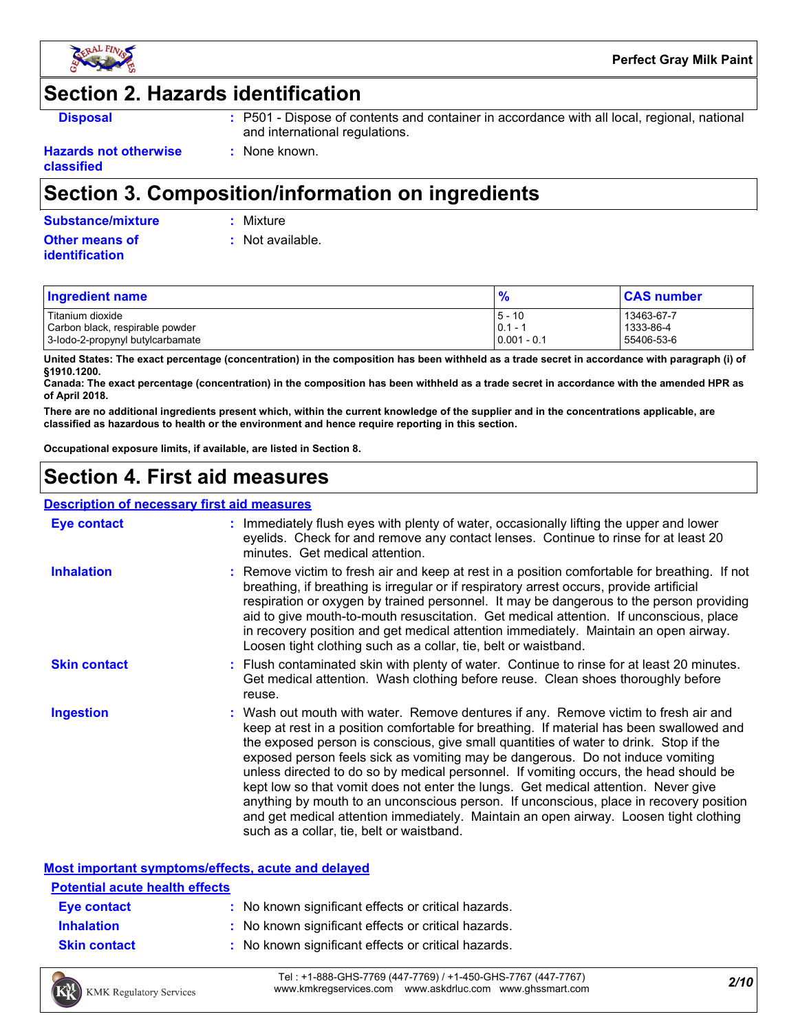## Section 2. Hazards identification

| | |
|---|---|
| **Disposal** | : P501 - Dispose of contents and container in accordance with all local, regional, national and international regulations. |
| **Hazards not otherwise classified** | : None known. |

## Section 3. Composition/information on ingredients

| | |
|---|---|
| **Substance/mixture** | : Mixture |
| **Other means of identification** | : Not available. |

| Ingredient name | % | CAS number |
|---|---|---|
| Titanium dioxide | 5 - 10 | 13463-67-7 |
| Carbon black, respirable powder | 0.1 - 1 | 1333-86-4 |
| 3-Iodo-2-propynyl butylcarbamate | 0.001 - 0.1 | 55406-53-6 |

**United States: The exact percentage (concentration) in the composition has been withheld as a trade secret in accordance with paragraph (i) of §1910.1200.**
**Canada: The exact percentage (concentration) in the composition has been withheld as a trade secret in accordance with the amended HPR as of April 2018.**

**There are no additional ingredients present which, within the current knowledge of the supplier and in the concentrations applicable, are classified as hazardous to health or the environment and hence require reporting in this section.**

**Occupational exposure limits, if available, are listed in Section 8.**

## Section 4. First aid measures

### Description of necessary first aid measures

| | |
|---|---|
| **Eye contact** | : Immediately flush eyes with plenty of water, occasionally lifting the upper and lower eyelids. Check for and remove any contact lenses. Continue to rinse for at least 20 minutes. Get medical attention. |
| **Inhalation** | : Remove victim to fresh air and keep at rest in a position comfortable for breathing. If not breathing, if breathing is irregular or if respiratory arrest occurs, provide artificial respiration or oxygen by trained personnel. It may be dangerous to the person providing aid to give mouth-to-mouth resuscitation. Get medical attention. If unconscious, place in recovery position and get medical attention immediately. Maintain an open airway. Loosen tight clothing such as a collar, tie, belt or waistband. |
| **Skin contact** | : Flush contaminated skin with plenty of water. Continue to rinse for at least 20 minutes. Get medical attention. Wash clothing before reuse. Clean shoes thoroughly before reuse. |
| **Ingestion** | : Wash out mouth with water. Remove dentures if any. Remove victim to fresh air and keep at rest in a position comfortable for breathing. If material has been swallowed and the exposed person is conscious, give small quantities of water to drink. Stop if the exposed person feels sick as vomiting may be dangerous. Do not induce vomiting unless directed to do so by medical personnel. If vomiting occurs, the head should be kept low so that vomit does not enter the lungs. Get medical attention. Never give anything by mouth to an unconscious person. If unconscious, place in recovery position and get medical attention immediately. Maintain an open airway. Loosen tight clothing such as a collar, tie, belt or waistband. |

### Most important symptoms/effects, acute and delayed

#### Potential acute health effects

| | |
|---|---|
| **Eye contact** | : No known significant effects or critical hazards. |
| **Inhalation** | : No known significant effects or critical hazards. |
| **Skin contact** | : No known significant effects or critical hazards. |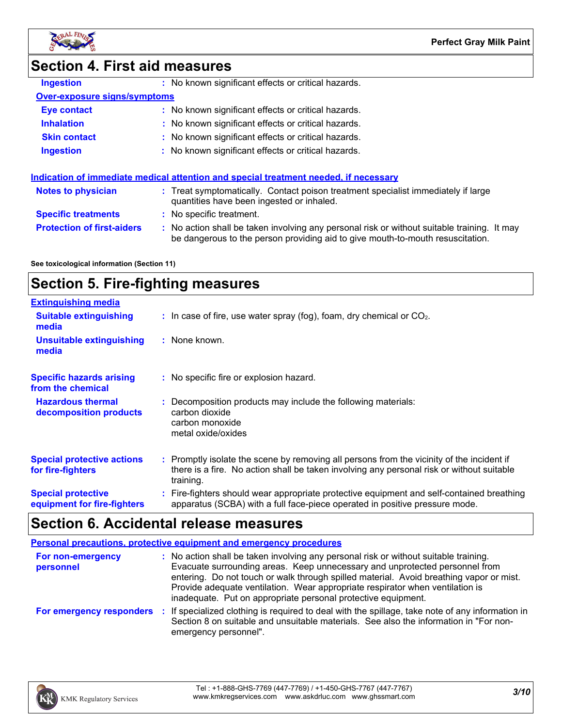## Section 4. First aid measures

| | |
|---|---|
| **Ingestion** | : No known significant effects or critical hazards. |

**Over-exposure signs/symptoms**

| | |
|---|---|
| **Eye contact** | : No known significant effects or critical hazards. |
| **Inhalation** | : No known significant effects or critical hazards. |
| **Skin contact** | : No known significant effects or critical hazards. |
| **Ingestion** | : No known significant effects or critical hazards. |

**Indication of immediate medical attention and special treatment needed, if necessary**

| | |
|---|---|
| **Notes to physician** | : Treat symptomatically. Contact poison treatment specialist immediately if large quantities have been ingested or inhaled. |
| **Specific treatments** | : No specific treatment. |
| **Protection of first-aiders** | : No action shall be taken involving any personal risk or without suitable training. It may be dangerous to the person providing aid to give mouth-to-mouth resuscitation. |

**See toxicological information (Section 11)**

## Section 5. Fire-fighting measures

**Extinguishing media**

| | |
|---|---|
| **Suitable extinguishing media** | : In case of fire, use water spray (fog), foam, dry chemical or $CO_2$. |
| **Unsuitable extinguishing media** | : None known. |
| **Specific hazards arising from the chemical** | : No specific fire or explosion hazard. |
| **Hazardous thermal decomposition products** | : Decomposition products may include the following materials: carbon dioxide, carbon monoxide, metal oxide/oxides |
| **Special protective actions for fire-fighters** | : Promptly isolate the scene by removing all persons from the vicinity of the incident if there is a fire. No action shall be taken involving any personal risk or without suitable training. |
| **Special protective equipment for fire-fighters** | : Fire-fighters should wear appropriate protective equipment and self-contained breathing apparatus (SCBA) with a full face-piece operated in positive pressure mode. |

## Section 6. Accidental release measures

**Personal precautions, protective equipment and emergency procedures**

| | |
|---|---|
| **For non-emergency personnel** | : No action shall be taken involving any personal risk or without suitable training. Evacuate surrounding areas. Keep unnecessary and unprotected personnel from entering. Do not touch or walk through spilled material. Avoid breathing vapor or mist. Provide adequate ventilation. Wear appropriate respirator when ventilation is inadequate. Put on appropriate personal protective equipment. |
| **For emergency responders** | : If specialized clothing is required to deal with the spillage, take note of any information in Section 8 on suitable and unsuitable materials. See also the information in "For non-emergency personnel". |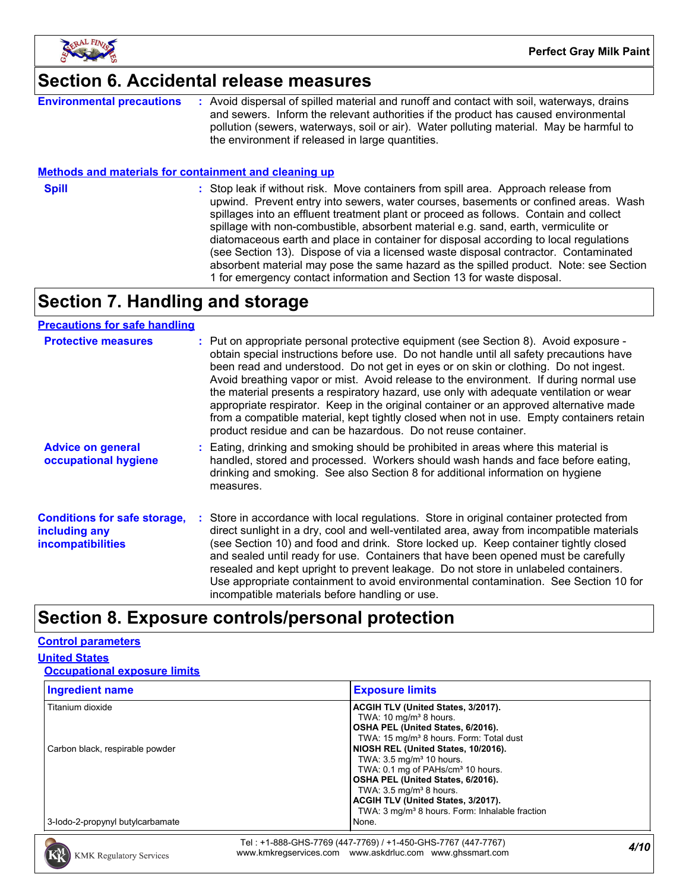# Section 6. Accidental release measures

**Environmental precautions** : Avoid dispersal of spilled material and runoff and contact with soil, waterways, drains and sewers. Inform the relevant authorities if the product has caused environmental pollution (sewers, waterways, soil or air). Water polluting material. May be harmful to the environment if released in large quantities.

## Methods and materials for containment and cleaning up

**Spill** : Stop leak if without risk. Move containers from spill area. Approach release from upwind. Prevent entry into sewers, water courses, basements or confined areas. Wash spillages into an effluent treatment plant or proceed as follows. Contain and collect spillage with non-combustible, absorbent material e.g. sand, earth, vermiculite or diatomaceous earth and place in container for disposal according to local regulations (see Section 13). Dispose of via a licensed waste disposal contractor. Contaminated absorbent material may pose the same hazard as the spilled product. Note: see Section 1 for emergency contact information and Section 13 for waste disposal.

# Section 7. Handling and storage

## Precautions for safe handling

**Protective measures** : Put on appropriate personal protective equipment (see Section 8). Avoid exposure - obtain special instructions before use. Do not handle until all safety precautions have been read and understood. Do not get in eyes or on skin or clothing. Do not ingest. Avoid breathing vapor or mist. Avoid release to the environment. If during normal use the material presents a respiratory hazard, use only with adequate ventilation or wear appropriate respirator. Keep in the original container or an approved alternative made from a compatible material, kept tightly closed when not in use. Empty containers retain product residue and can be hazardous. Do not reuse container.

**Advice on general occupational hygiene** : Eating, drinking and smoking should be prohibited in areas where this material is handled, stored and processed. Workers should wash hands and face before eating, drinking and smoking. See also Section 8 for additional information on hygiene measures.

**Conditions for safe storage, including any incompatibilities** : Store in accordance with local regulations. Store in original container protected from direct sunlight in a dry, cool and well-ventilated area, away from incompatible materials (see Section 10) and food and drink. Store locked up. Keep container tightly closed and sealed until ready for use. Containers that have been opened must be carefully resealed and kept upright to prevent leakage. Do not store in unlabeled containers. Use appropriate containment to avoid environmental contamination. See Section 10 for incompatible materials before handling or use.

# Section 8. Exposure controls/personal protection

## Control parameters

### United States

#### Occupational exposure limits

| Ingredient name | Exposure limits |
|---|---|
| Titanium dioxide | **ACGIH TLV (United States, 3/2017).**<br>TWA: 10 mg/m³ 8 hours.<br>**OSHA PEL (United States, 6/2016).**<br>TWA: 15 mg/m³ 8 hours. Form: Total dust |
| Carbon black, respirable powder | **NIOSH REL (United States, 10/2016).**<br>TWA: 3.5 mg/m³ 10 hours.<br>TWA: 0.1 mg of PAHs/cm³ 10 hours.<br>**OSHA PEL (United States, 6/2016).**<br>TWA: 3.5 mg/m³ 8 hours.<br>**ACGIH TLV (United States, 3/2017).**<br>TWA: 3 mg/m³ 8 hours. Form: Inhalable fraction |
| 3-Iodo-2-propynyl butylcarbamate | None. |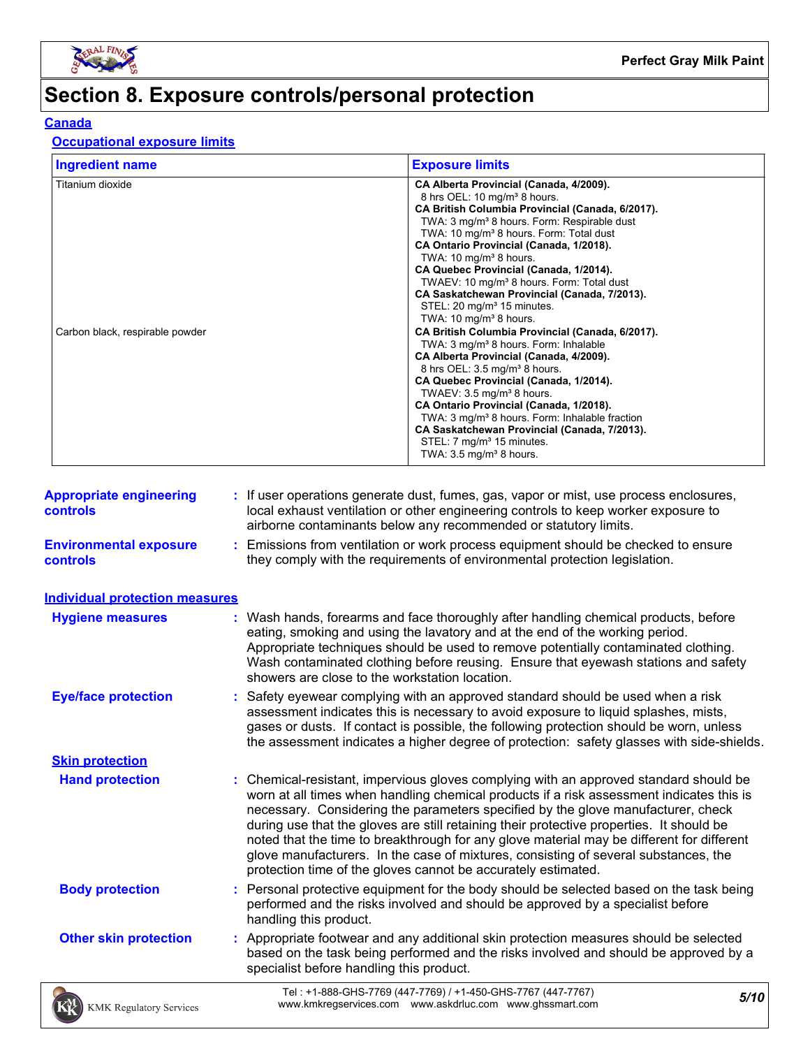# Section 8. Exposure controls/personal protection

## Canada

### Occupational exposure limits

| Ingredient name | Exposure limits |
|---|---|
| Titanium dioxide | **CA Alberta Provincial (Canada, 4/2009).**<br>8 hrs OEL: 10 mg/m³ 8 hours.<br>**CA British Columbia Provincial (Canada, 6/2017).**<br>TWA: 3 mg/m³ 8 hours. Form: Respirable dust<br>TWA: 10 mg/m³ 8 hours. Form: Total dust<br>**CA Ontario Provincial (Canada, 1/2018).**<br>TWA: 10 mg/m³ 8 hours.<br>**CA Quebec Provincial (Canada, 1/2014).**<br>TWAEV: 10 mg/m³ 8 hours. Form: Total dust<br>**CA Saskatchewan Provincial (Canada, 7/2013).**<br>STEL: 20 mg/m³ 15 minutes.<br>TWA: 10 mg/m³ 8 hours. |
| Carbon black, respirable powder | **CA British Columbia Provincial (Canada, 6/2017).**<br>TWA: 3 mg/m³ 8 hours. Form: Inhalable<br>**CA Alberta Provincial (Canada, 4/2009).**<br>8 hrs OEL: 3.5 mg/m³ 8 hours.<br>**CA Quebec Provincial (Canada, 1/2014).**<br>TWAEV: 3.5 mg/m³ 8 hours.<br>**CA Ontario Provincial (Canada, 1/2018).**<br>TWA: 3 mg/m³ 8 hours. Form: Inhalable fraction<br>**CA Saskatchewan Provincial (Canada, 7/2013).**<br>STEL: 7 mg/m³ 15 minutes.<br>TWA: 3.5 mg/m³ 8 hours. |

**Appropriate engineering controls** : If user operations generate dust, fumes, gas, vapor or mist, use process enclosures, local exhaust ventilation or other engineering controls to keep worker exposure to airborne contaminants below any recommended or statutory limits.

**Environmental exposure controls** : Emissions from ventilation or work process equipment should be checked to ensure they comply with the requirements of environmental protection legislation.

## Individual protection measures

**Hygiene measures** : Wash hands, forearms and face thoroughly after handling chemical products, before eating, smoking and using the lavatory and at the end of the working period. Appropriate techniques should be used to remove potentially contaminated clothing. Wash contaminated clothing before reusing. Ensure that eyewash stations and safety showers are close to the workstation location.

**Eye/face protection** : Safety eyewear complying with an approved standard should be used when a risk assessment indicates this is necessary to avoid exposure to liquid splashes, mists, gases or dusts. If contact is possible, the following protection should be worn, unless the assessment indicates a higher degree of protection: safety glasses with side-shields.

### Skin protection

**Hand protection** : Chemical-resistant, impervious gloves complying with an approved standard should be worn at all times when handling chemical products if a risk assessment indicates this is necessary. Considering the parameters specified by the glove manufacturer, check during use that the gloves are still retaining their protective properties. It should be noted that the time to breakthrough for any glove material may be different for different glove manufacturers. In the case of mixtures, consisting of several substances, the protection time of the gloves cannot be accurately estimated.

**Body protection** : Personal protective equipment for the body should be selected based on the task being performed and the risks involved and should be approved by a specialist before handling this product.

**Other skin protection** : Appropriate footwear and any additional skin protection measures should be selected based on the task being performed and the risks involved and should be approved by a specialist before handling this product.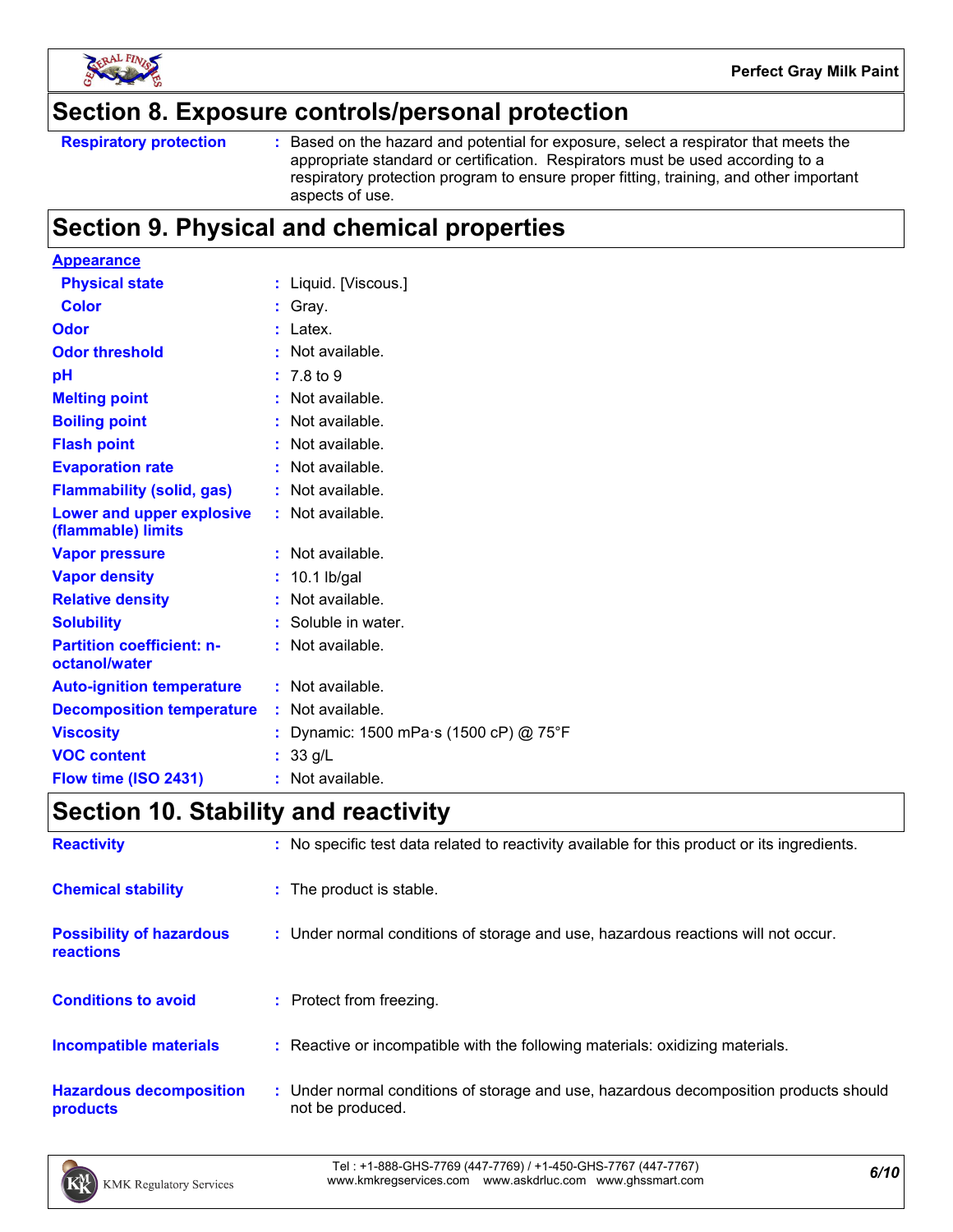## Section 8. Exposure controls/personal protection

| | |
|---|---|
| **Respiratory protection** | : Based on the hazard and potential for exposure, select a respirator that meets the appropriate standard or certification. Respirators must be used according to a respiratory protection program to ensure proper fitting, training, and other important aspects of use. |

## Section 9. Physical and chemical properties

**Appearance**

| | |
|---|---|
| **Physical state** | : Liquid. [Viscous.] |
| **Color** | : Gray. |
| **Odor** | : Latex. |
| **Odor threshold** | : Not available. |
| **pH** | : 7.8 to 9 |
| **Melting point** | : Not available. |
| **Boiling point** | : Not available. |
| **Flash point** | : Not available. |
| **Evaporation rate** | : Not available. |
| **Flammability (solid, gas)** | : Not available. |
| **Lower and upper explosive (flammable) limits** | : Not available. |
| **Vapor pressure** | : Not available. |
| **Vapor density** | : 10.1 lb/gal |
| **Relative density** | : Not available. |
| **Solubility** | : Soluble in water. |
| **Partition coefficient: n-octanol/water** | : Not available. |
| **Auto-ignition temperature** | : Not available. |
| **Decomposition temperature** | : Not available. |
| **Viscosity** | : Dynamic: 1500 mPa·s (1500 cP) @ 75°F |
| **VOC content** | : 33 g/L |
| **Flow time (ISO 2431)** | : Not available. |

## Section 10. Stability and reactivity

| | |
|---|---|
| **Reactivity** | : No specific test data related to reactivity available for this product or its ingredients. |
| **Chemical stability** | : The product is stable. |
| **Possibility of hazardous reactions** | : Under normal conditions of storage and use, hazardous reactions will not occur. |
| **Conditions to avoid** | : Protect from freezing. |
| **Incompatible materials** | : Reactive or incompatible with the following materials: oxidizing materials. |
| **Hazardous decomposition products** | : Under normal conditions of storage and use, hazardous decomposition products should not be produced. |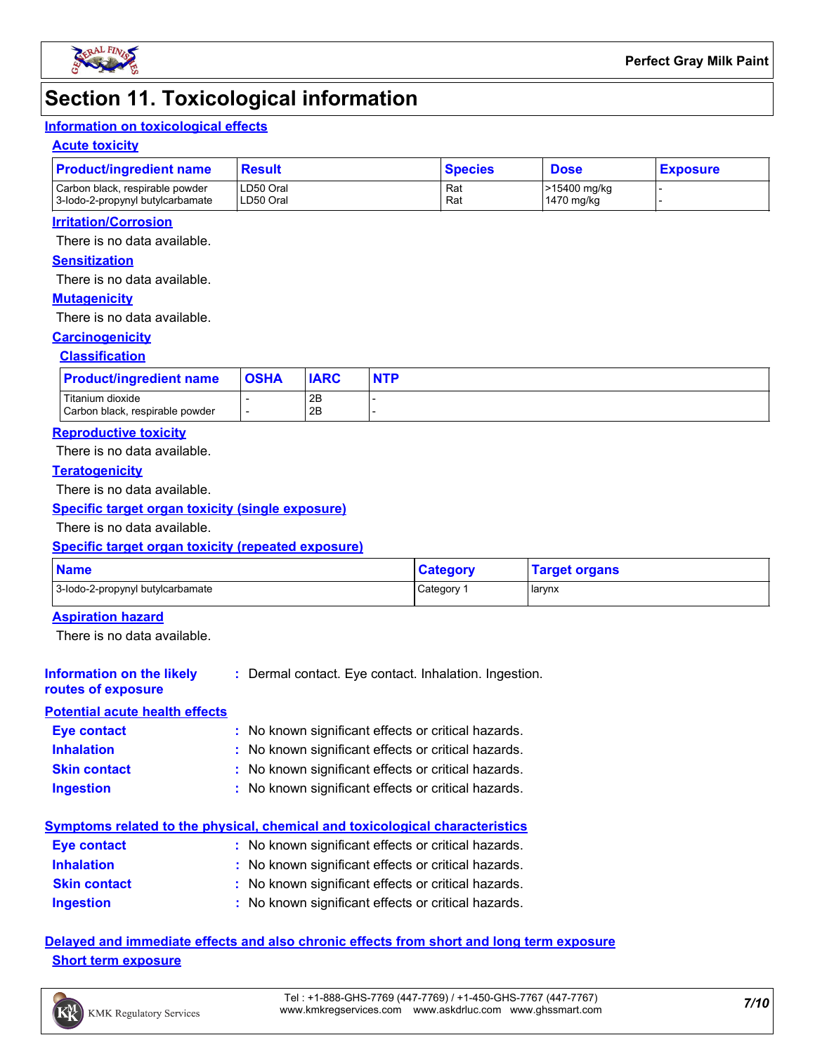# Section 11. Toxicological information

## Information on toxicological effects

### Acute toxicity

| Product/ingredient name | Result | Species | Dose | Exposure |
|---|---|---|---|---|
| Carbon black, respirable powder | LD50 Oral | Rat | >15400 mg/kg | - |
| 3-Iodo-2-propynyl butylcarbamate | LD50 Oral | Rat | 1470 mg/kg | - |

### Irritation/Corrosion

There is no data available.

### Sensitization

There is no data available.

### Mutagenicity

There is no data available.

### Carcinogenicity

#### Classification

| Product/ingredient name | OSHA | IARC | NTP |
|---|---|---|---|
| Titanium dioxide | - | 2B | - |
| Carbon black, respirable powder | - | 2B | - |

### Reproductive toxicity

There is no data available.

### Teratogenicity

There is no data available.

### Specific target organ toxicity (single exposure)

There is no data available.

### Specific target organ toxicity (repeated exposure)

| Name | Category | Target organs |
|---|---|---|
| 3-Iodo-2-propynyl butylcarbamate | Category 1 | larynx |

### Aspiration hazard

There is no data available.

**Information on the likely routes of exposure** : Dermal contact. Eye contact. Inhalation. Ingestion.

## Potential acute health effects

**Eye contact** : No known significant effects or critical hazards.

**Inhalation** : No known significant effects or critical hazards.

**Skin contact** : No known significant effects or critical hazards.

**Ingestion** : No known significant effects or critical hazards.

## Symptoms related to the physical, chemical and toxicological characteristics

**Eye contact** : No known significant effects or critical hazards.

**Inhalation** : No known significant effects or critical hazards.

**Skin contact** : No known significant effects or critical hazards.

**Ingestion** : No known significant effects or critical hazards.

## Delayed and immediate effects and also chronic effects from short and long term exposure

### Short term exposure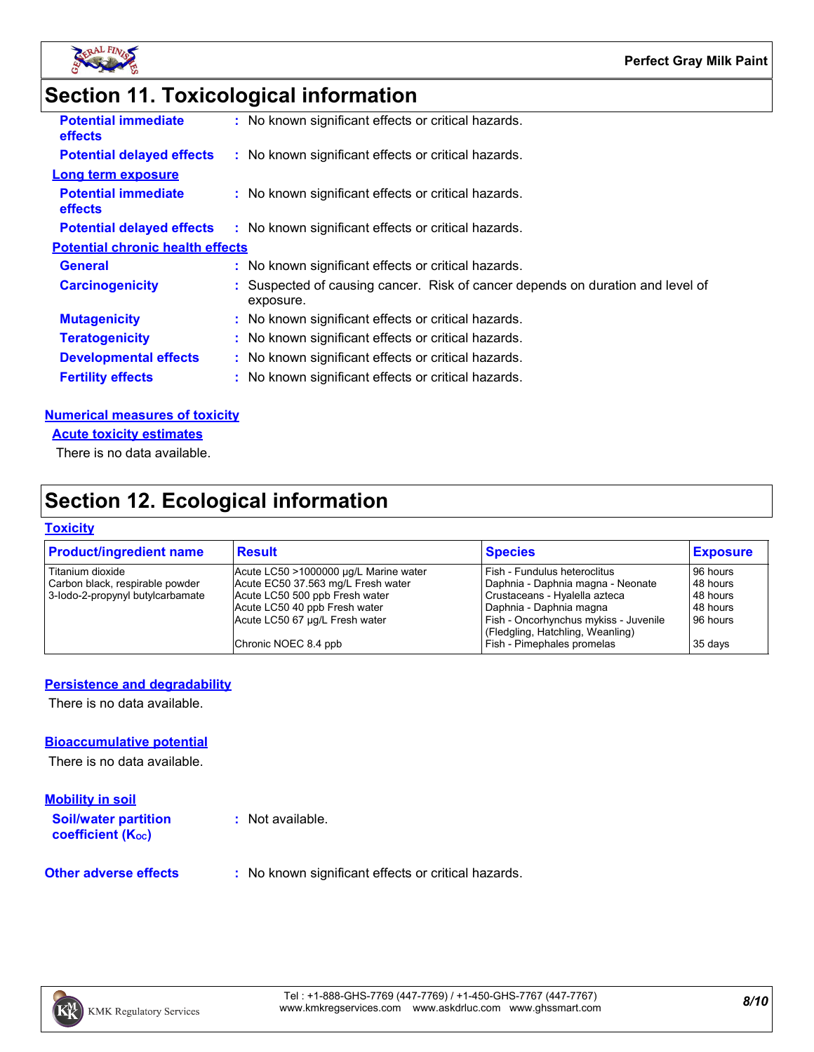## Section 11. Toxicological information

**Potential immediate effects** : No known significant effects or critical hazards.

**Potential delayed effects** : No known significant effects or critical hazards.

**Long term exposure**

**Potential immediate effects** : No known significant effects or critical hazards.

**Potential delayed effects** : No known significant effects or critical hazards.

**Potential chronic health effects**

**General** : No known significant effects or critical hazards.

**Carcinogenicity** : Suspected of causing cancer. Risk of cancer depends on duration and level of exposure.

**Mutagenicity** : No known significant effects or critical hazards.

**Teratogenicity** : No known significant effects or critical hazards.

**Developmental effects** : No known significant effects or critical hazards.

**Fertility effects** : No known significant effects or critical hazards.

**Numerical measures of toxicity**

**Acute toxicity estimates**

There is no data available.

## Section 12. Ecological information

**Toxicity**

| Product/ingredient name | Result | Species | Exposure |
|---|---|---|---|
| Titanium dioxide | Acute LC50 >1000000 µg/L Marine water | Fish - Fundulus heteroclitus | 96 hours |
| Carbon black, respirable powder | Acute EC50 37.563 mg/L Fresh water | Daphnia - Daphnia magna - Neonate | 48 hours |
| 3-Iodo-2-propynyl butylcarbamate | Acute LC50 500 ppb Fresh water | Crustaceans - Hyalella azteca | 48 hours |
| | Acute LC50 40 ppb Fresh water | Daphnia - Daphnia magna | 48 hours |
| | Acute LC50 67 µg/L Fresh water | Fish - Oncorhynchus mykiss - Juvenile (Fledgling, Hatchling, Weanling) | 96 hours |
| | Chronic NOEC 8.4 ppb | Fish - Pimephales promelas | 35 days |

**Persistence and degradability**

There is no data available.

**Bioaccumulative potential**

There is no data available.

**Mobility in soil**

**Soil/water partition coefficient ($K_{OC}$)** : Not available.

**Other adverse effects** : No known significant effects or critical hazards.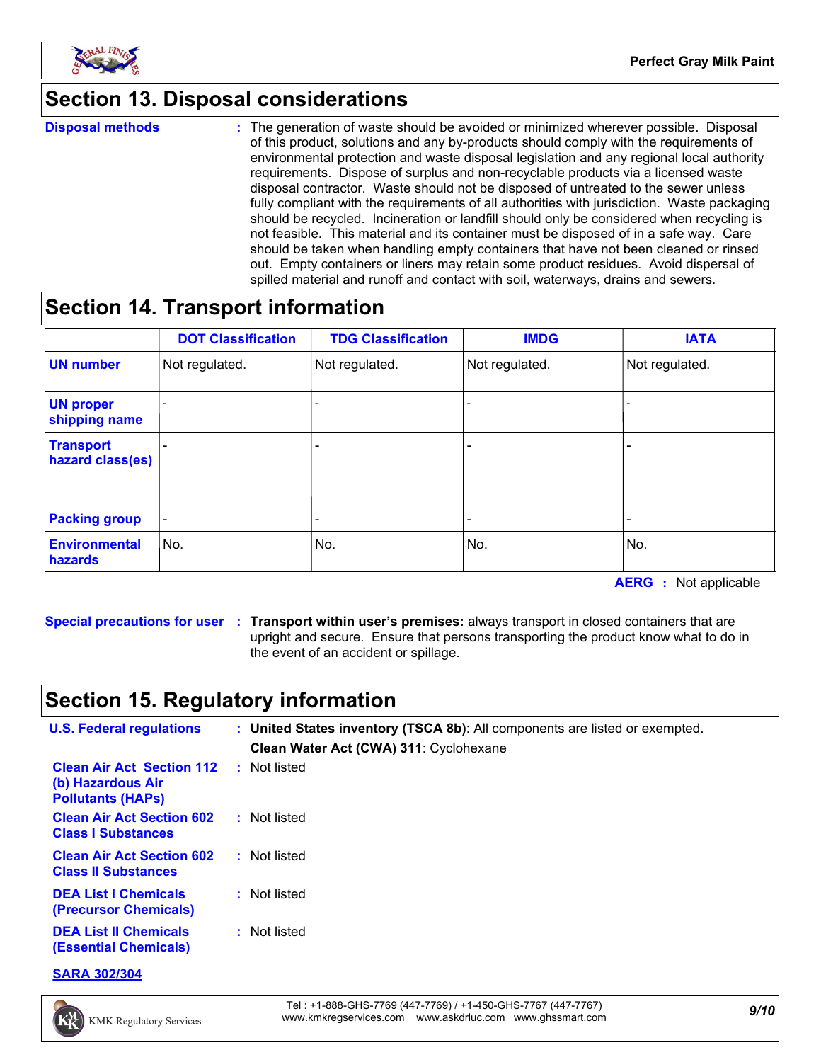## Section 13. Disposal considerations

**Disposal methods** : The generation of waste should be avoided or minimized wherever possible. Disposal of this product, solutions and any by-products should comply with the requirements of environmental protection and waste disposal legislation and any regional local authority requirements. Dispose of surplus and non-recyclable products via a licensed waste disposal contractor. Waste should not be disposed of untreated to the sewer unless fully compliant with the requirements of all authorities with jurisdiction. Waste packaging should be recycled. Incineration or landfill should only be considered when recycling is not feasible. This material and its container must be disposed of in a safe way. Care should be taken when handling empty containers that have not been cleaned or rinsed out. Empty containers or liners may retain some product residues. Avoid dispersal of spilled material and runoff and contact with soil, waterways, drains and sewers.

## Section 14. Transport information

| | DOT Classification | TDG Classification | IMDG | IATA |
|---|---|---|---|---|
| **UN number** | Not regulated. | Not regulated. | Not regulated. | Not regulated. |
| **UN proper shipping name** | - | - | - | - |
| **Transport hazard class(es)** | - | - | - | - |
| **Packing group** | - | - | - | - |
| **Environmental hazards** | No. | No. | No. | No. |

**AERG** : Not applicable

**Special precautions for user** : **Transport within user's premises:** always transport in closed containers that are upright and secure. Ensure that persons transporting the product know what to do in the event of an accident or spillage.

## Section 15. Regulatory information

**U.S. Federal regulations** : **United States inventory (TSCA 8b)**: All components are listed or exempted.

**Clean Water Act (CWA) 311**: Cyclohexane

**Clean Air Act Section 112 (b) Hazardous Air Pollutants (HAPs)** : Not listed

**Clean Air Act Section 602 Class I Substances** : Not listed

**Clean Air Act Section 602 Class II Substances** : Not listed

**DEA List I Chemicals (Precursor Chemicals)** : Not listed

**DEA List II Chemicals (Essential Chemicals)** : Not listed

**SARA 302/304**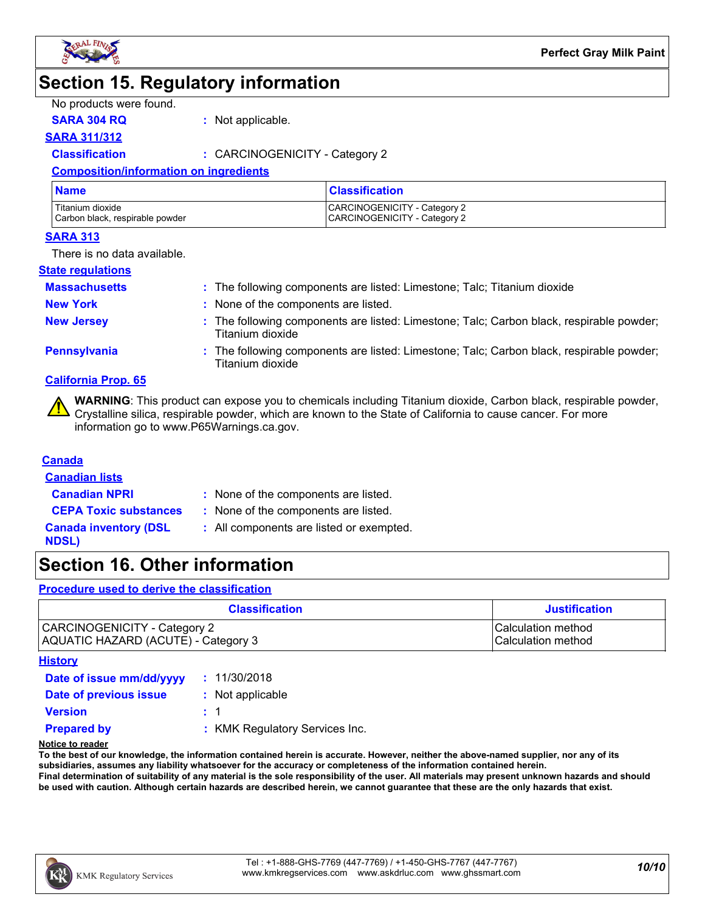# Section 15. Regulatory information

No products were found.

**SARA 304 RQ** : Not applicable.

**SARA 311/312**

**Classification** : CARCINOGENICITY - Category 2

**Composition/information on ingredients**

| Name | Classification |
|---|---|
| Titanium dioxide | CARCINOGENICITY - Category 2 |
| Carbon black, respirable powder | CARCINOGENICITY - Category 2 |

**SARA 313**

There is no data available.

**State regulations**

**Massachusetts** : The following components are listed: Limestone; Talc; Titanium dioxide

**New York** : None of the components are listed.

**New Jersey** : The following components are listed: Limestone; Talc; Carbon black, respirable powder; Titanium dioxide

**Pennsylvania** : The following components are listed: Limestone; Talc; Carbon black, respirable powder; Titanium dioxide

**California Prop. 65**

**WARNING**: This product can expose you to chemicals including Titanium dioxide, Carbon black, respirable powder, Crystalline silica, respirable powder, which are known to the State of California to cause cancer. For more information go to www.P65Warnings.ca.gov.

**Canada**

**Canadian lists**

**Canadian NPRI** : None of the components are listed.

**CEPA Toxic substances** : None of the components are listed.

**Canada inventory (DSL NDSL)** : All components are listed or exempted.

# Section 16. Other information

**Procedure used to derive the classification**

| Classification | Justification |
|---|---|
| CARCINOGENICITY - Category 2 | Calculation method |
| AQUATIC HAZARD (ACUTE) - Category 3 | Calculation method |

**History**

**Date of issue mm/dd/yyyy** : 11/30/2018

**Date of previous issue** : Not applicable

**Version** : 1

**Prepared by** : KMK Regulatory Services Inc.

**Notice to reader**

**To the best of our knowledge, the information contained herein is accurate. However, neither the above-named supplier, nor any of its subsidiaries, assumes any liability whatsoever for the accuracy or completeness of the information contained herein.**
**Final determination of suitability of any material is the sole responsibility of the user. All materials may present unknown hazards and should be used with caution. Although certain hazards are described herein, we cannot guarantee that these are the only hazards that exist.**